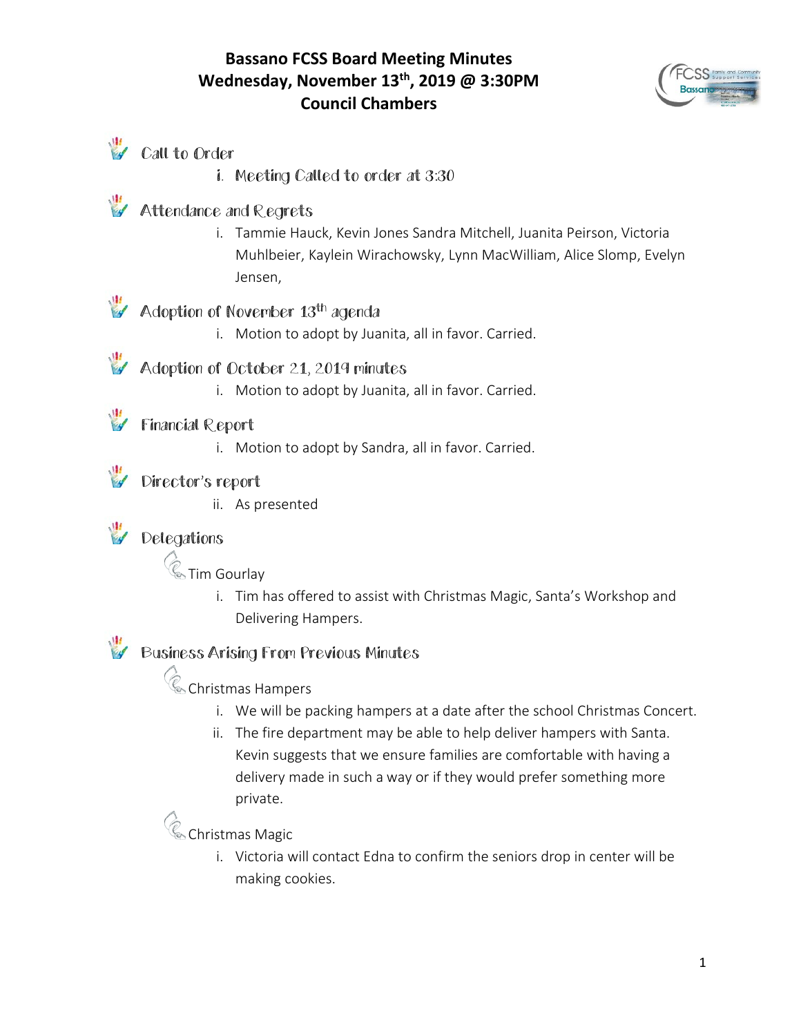# Bassano FCSS Board Meeting Minutes
## Wednesday, November 13th, 2019 @ 3:30PM
## Council Chambers

## Call to Order

i. Meeting Called to order at 3:30

## Attendance and Regrets

i. Tammie Hauck, Kevin Jones Sandra Mitchell, Juanita Peirson, Victoria Muhlbeier, Kaylein Wirachowsky, Lynn MacWilliam, Alice Slomp, Evelyn Jensen,

## Adoption of November 13th agenda

i. Motion to adopt by Juanita, all in favor. Carried.

## Adoption of October 21, 2019 minutes

i. Motion to adopt by Juanita, all in favor. Carried.

## Financial Report

i. Motion to adopt by Sandra, all in favor. Carried.

## Director's report

ii. As presented

## Delegations

### Tim Gourlay

i. Tim has offered to assist with Christmas Magic, Santa's Workshop and Delivering Hampers.

## Business Arising From Previous Minutes

### Christmas Hampers

i. We will be packing hampers at a date after the school Christmas Concert.

ii. The fire department may be able to help deliver hampers with Santa. Kevin suggests that we ensure families are comfortable with having a delivery made in such a way or if they would prefer something more private.

### Christmas Magic

i. Victoria will contact Edna to confirm the seniors drop in center will be making cookies.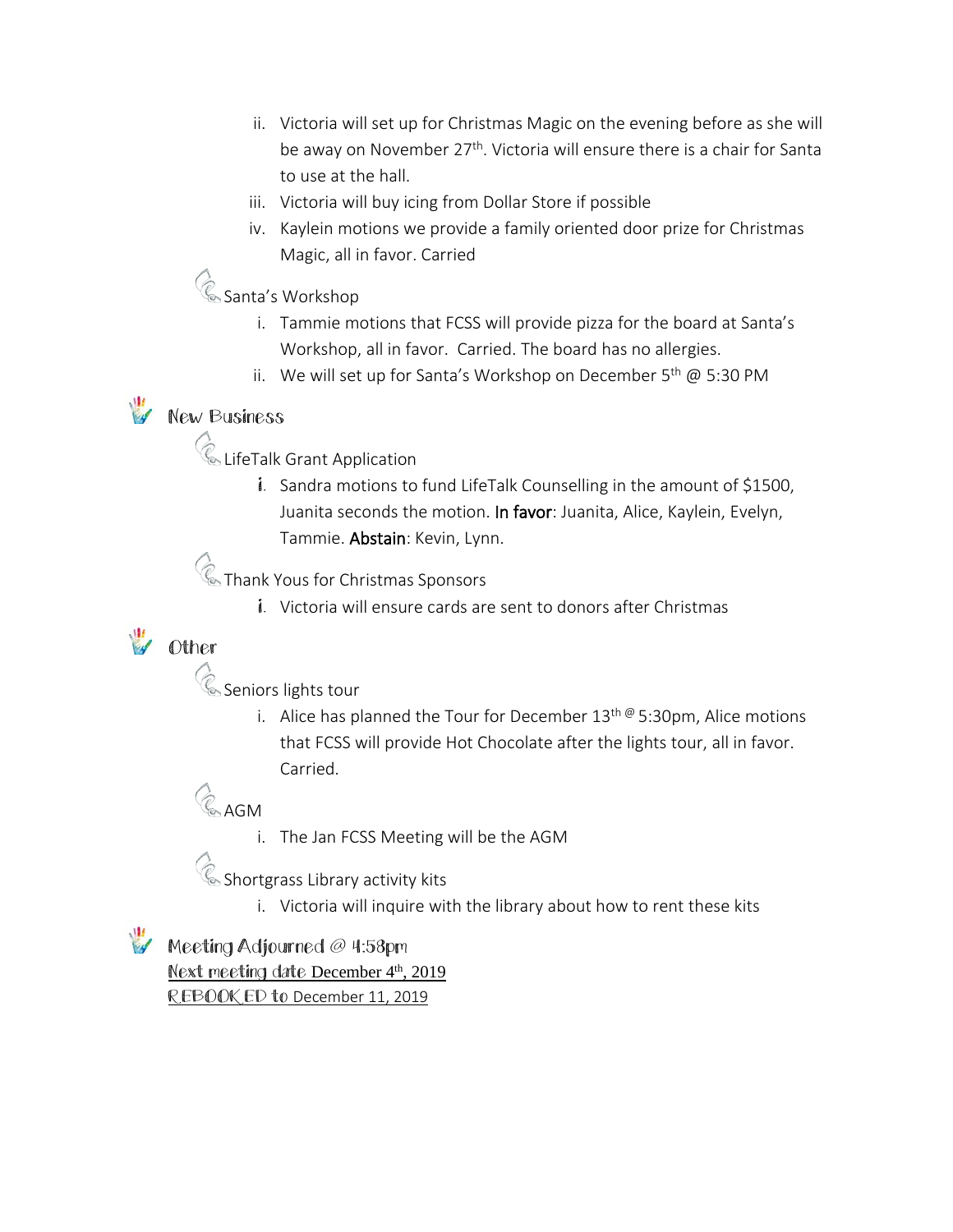ii. Victoria will set up for Christmas Magic on the evening before as she will be away on November 27th. Victoria will ensure there is a chair for Santa to use at the hall.

iii. Victoria will buy icing from Dollar Store if possible

iv. Kaylein motions we provide a family oriented door prize for Christmas Magic, all in favor. Carried

### Santa's Workshop

i. Tammie motions that FCSS will provide pizza for the board at Santa's Workshop, all in favor. Carried. The board has no allergies.

ii. We will set up for Santa's Workshop on December 5th @ 5:30 PM

## New Business

### LifeTalk Grant Application

i. Sandra motions to fund LifeTalk Counselling in the amount of $1500, Juanita seconds the motion. **In favor**: Juanita, Alice, Kaylein, Evelyn, Tammie. **Abstain**: Kevin, Lynn.

### Thank Yous for Christmas Sponsors

i. Victoria will ensure cards are sent to donors after Christmas

## Other

### Seniors lights tour

i. Alice has planned the Tour for December 13th @ 5:30pm, Alice motions that FCSS will provide Hot Chocolate after the lights tour, all in favor. Carried.

### AGM

i. The Jan FCSS Meeting will be the AGM

### Shortgrass Library activity kits

i. Victoria will inquire with the library about how to rent these kits

## Meeting Adjourned @ 4:58pm

Next meeting date December 4th, 2019

REBOOKED to December 11, 2019